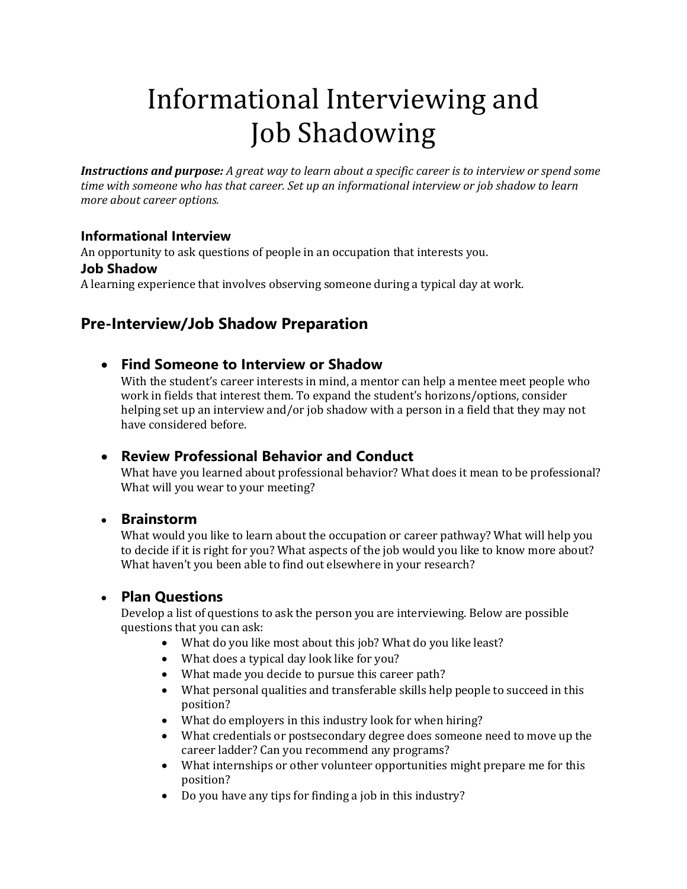# Informational Interviewing and Job Shadowing

***Instructions and purpose:*** *A great way to learn about a specific career is to interview or spend some time with someone who has that career. Set up an informational interview or job shadow to learn more about career options.*

### Informational Interview

An opportunity to ask questions of people in an occupation that interests you.

### Job Shadow

A learning experience that involves observing someone during a typical day at work.

## Pre-Interview/Job Shadow Preparation

- ### Find Someone to Interview or Shadow

  With the student's career interests in mind, a mentor can help a mentee meet people who work in fields that interest them. To expand the student's horizons/options, consider helping set up an interview and/or job shadow with a person in a field that they may not have considered before.

- ### Review Professional Behavior and Conduct

  What have you learned about professional behavior? What does it mean to be professional? What will you wear to your meeting?

- ### Brainstorm

  What would you like to learn about the occupation or career pathway? What will help you to decide if it is right for you? What aspects of the job would you like to know more about? What haven't you been able to find out elsewhere in your research?

- ### Plan Questions

  Develop a list of questions to ask the person you are interviewing. Below are possible questions that you can ask:
  - What do you like most about this job? What do you like least?
  - What does a typical day look like for you?
  - What made you decide to pursue this career path?
  - What personal qualities and transferable skills help people to succeed in this position?
  - What do employers in this industry look for when hiring?
  - What credentials or postsecondary degree does someone need to move up the career ladder? Can you recommend any programs?
  - What internships or other volunteer opportunities might prepare me for this position?
  - Do you have any tips for finding a job in this industry?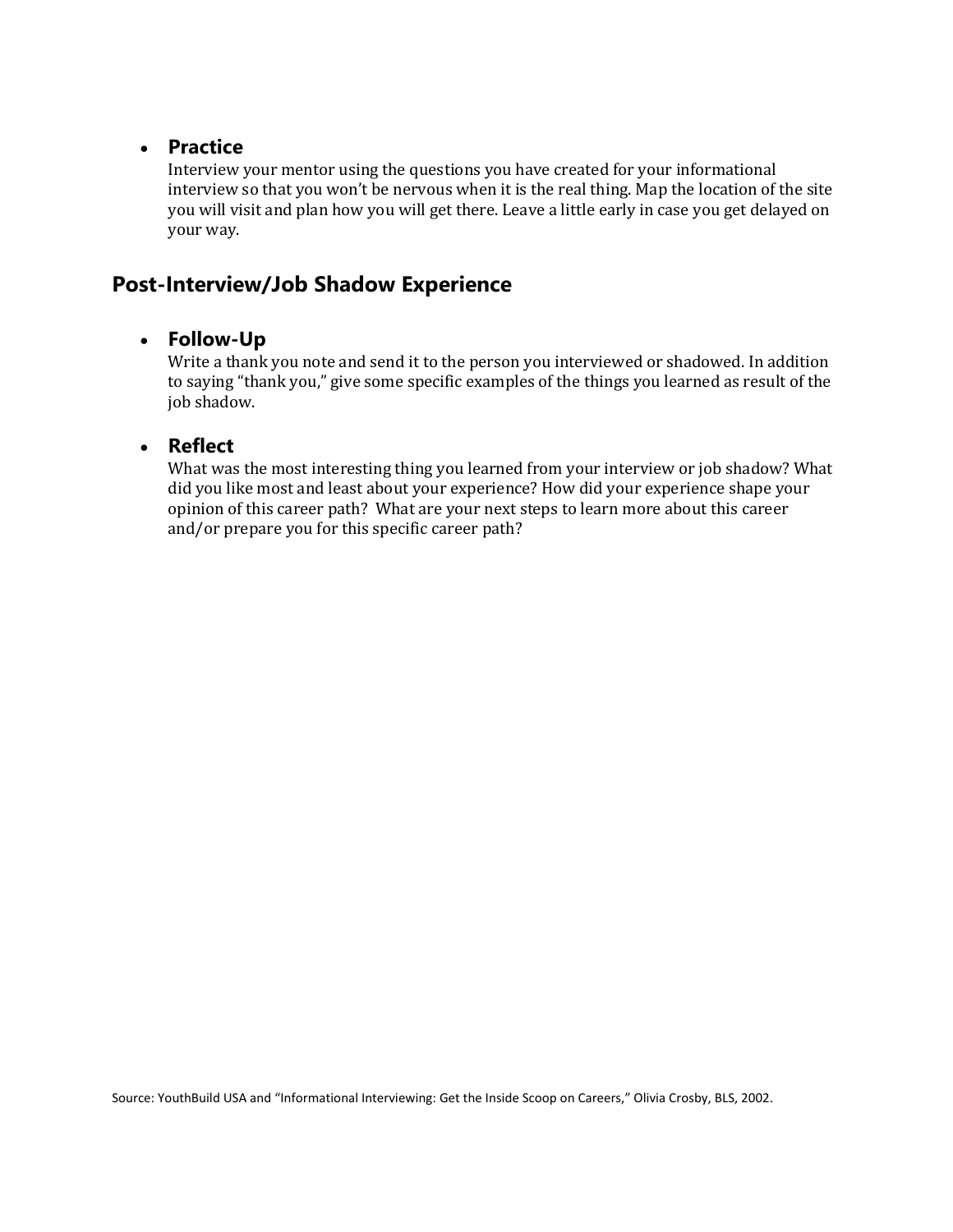- **Practice**
  Interview your mentor using the questions you have created for your informational interview so that you won't be nervous when it is the real thing. Map the location of the site you will visit and plan how you will get there. Leave a little early in case you get delayed on your way.

## Post-Interview/Job Shadow Experience

- **Follow-Up**
  Write a thank you note and send it to the person you interviewed or shadowed. In addition to saying "thank you," give some specific examples of the things you learned as result of the job shadow.

- **Reflect**
  What was the most interesting thing you learned from your interview or job shadow? What did you like most and least about your experience? How did your experience shape your opinion of this career path? What are your next steps to learn more about this career and/or prepare you for this specific career path?

Source: YouthBuild USA and "Informational Interviewing: Get the Inside Scoop on Careers," Olivia Crosby, BLS, 2002.